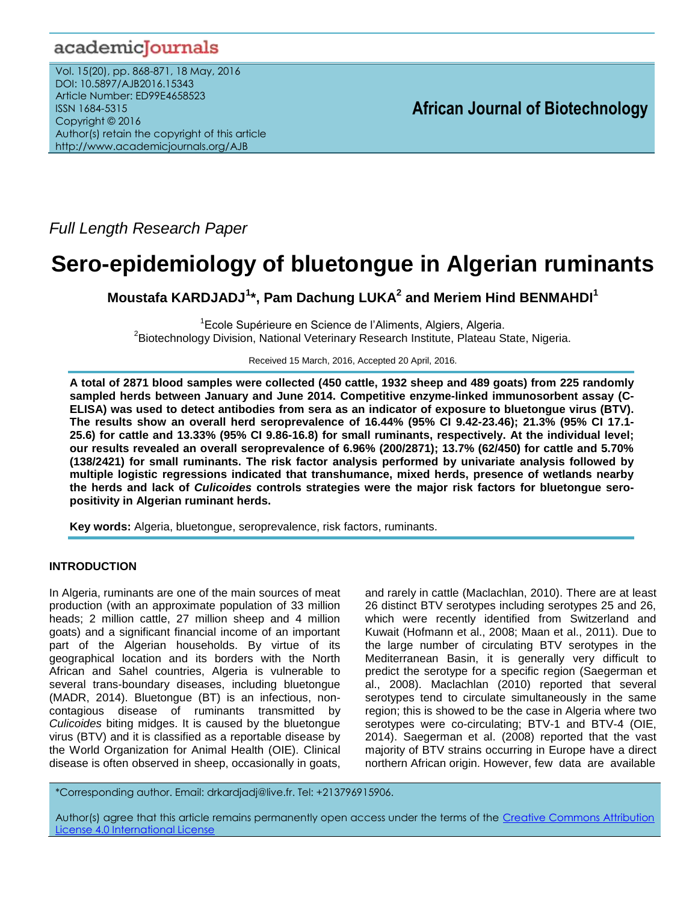Full Length Research Paper

# Sero-epidemiology of bluetongue in Algerian ruminants

**Moustafa KARDJADJ[1]*, Pam Dachung LUKA[2] and Meriem Hind BENMAHDI[1]**

[1]Ecole Supérieure en Science de l'Aliments, Algiers, Algeria.
[2]Biotechnology Division, National Veterinary Research Institute, Plateau State, Nigeria.

Received 15 March, 2016, Accepted 20 April, 2016.

**A total of 2871 blood samples were collected (450 cattle, 1932 sheep and 489 goats) from 225 randomly sampled herds between January and June 2014. Competitive enzyme-linked immunosorbent assay (C-ELISA) was used to detect antibodies from sera as an indicator of exposure to bluetongue virus (BTV). The results show an overall herd seroprevalence of 16.44% (95% CI 9.42-23.46); 21.3% (95% CI 17.1-25.6) for cattle and 13.33% (95% CI 9.86-16.8) for small ruminants, respectively. At the individual level; our results revealed an overall seroprevalence of 6.96% (200/2871); 13.7% (62/450) for cattle and 5.70% (138/2421) for small ruminants. The risk factor analysis performed by univariate analysis followed by multiple logistic regressions indicated that transhumance, mixed herds, presence of wetlands nearby the herds and lack of *Culicoides* controls strategies were the major risk factors for bluetongue sero-positivity in Algerian ruminant herds.**

**Key words:** Algeria, bluetongue, seroprevalence, risk factors, ruminants.

## INTRODUCTION

In Algeria, ruminants are one of the main sources of meat production (with an approximate population of 33 million heads; 2 million cattle, 27 million sheep and 4 million goats) and a significant financial income of an important part of the Algerian households. By virtue of its geographical location and its borders with the North African and Sahel countries, Algeria is vulnerable to several trans-boundary diseases, including bluetongue (MADR, 2014). Bluetongue (BT) is an infectious, non-contagious disease of ruminants transmitted by *Culicoides* biting midges. It is caused by the bluetongue virus (BTV) and it is classified as a reportable disease by the World Organization for Animal Health (OIE). Clinical disease is often observed in sheep, occasionally in goats, and rarely in cattle (Maclachlan, 2010). There are at least 26 distinct BTV serotypes including serotypes 25 and 26, which were recently identified from Switzerland and Kuwait (Hofmann et al., 2008; Maan et al., 2011). Due to the large number of circulating BTV serotypes in the Mediterranean Basin, it is generally very difficult to predict the serotype for a specific region (Saegerman et al., 2008). Maclachlan (2010) reported that several serotypes tend to circulate simultaneously in the same region; this is showed to be the case in Algeria where two serotypes were co-circulating; BTV-1 and BTV-4 (OIE, 2014). Saegerman et al. (2008) reported that the vast majority of BTV strains occurring in Europe have a direct northern African origin. However, few data are available

*Corresponding author. Email: drkardjadj@live.fr. Tel: +213796915906.

Author(s) agree that this article remains permanently open access under the terms of the Creative Commons Attribution License 4.0 International License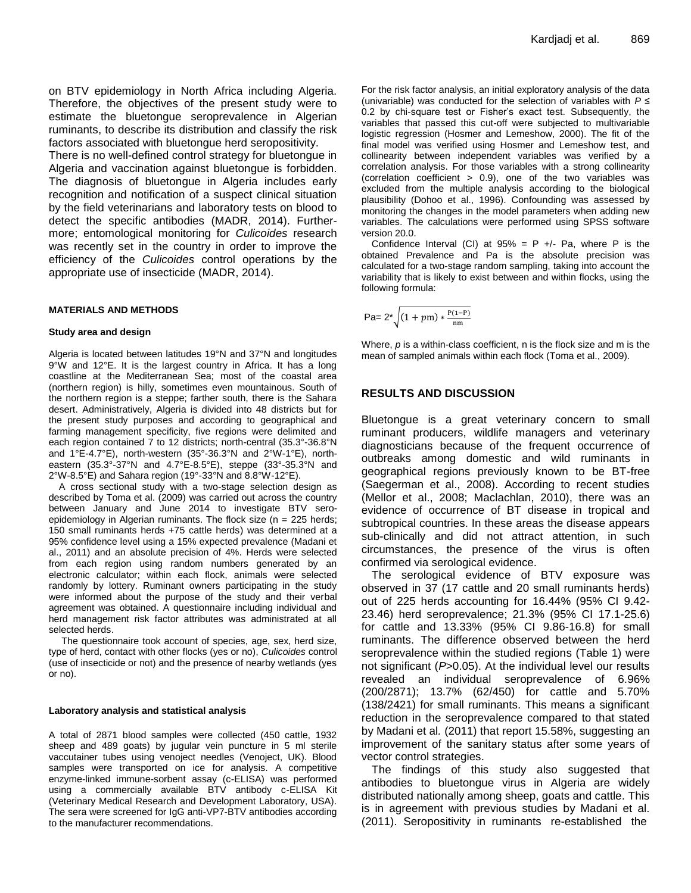on BTV epidemiology in North Africa including Algeria. Therefore, the objectives of the present study were to estimate the bluetongue seroprevalence in Algerian ruminants, to describe its distribution and classify the risk factors associated with bluetongue herd seropositivity.

There is no well-defined control strategy for bluetongue in Algeria and vaccination against bluetongue is forbidden. The diagnosis of bluetongue in Algeria includes early recognition and notification of a suspect clinical situation by the field veterinarians and laboratory tests on blood to detect the specific antibodies (MADR, 2014). Furthermore; entomological monitoring for *Culicoides* research was recently set in the country in order to improve the efficiency of the *Culicoides* control operations by the appropriate use of insecticide (MADR, 2014).

## MATERIALS AND METHODS

### Study area and design

Algeria is located between latitudes 19°N and 37°N and longitudes 9°W and 12°E. It is the largest country in Africa. It has a long coastline at the Mediterranean Sea; most of the coastal area (northern region) is hilly, sometimes even mountainous. South of the northern region is a steppe; farther south, there is the Sahara desert. Administratively, Algeria is divided into 48 districts but for the present study purposes and according to geographical and farming management specificity, five regions were delimited and each region contained 7 to 12 districts; north-central (35.3°-36.8°N and 1°E-4.7°E), north-western (35°-36.3°N and 2°W-1°E), north-eastern (35.3°-37°N and 4.7°E-8.5°E), steppe (33°-35.3°N and 2°W-8.5°E) and Sahara region (19°-33°N and 8.8°W-12°E).

A cross sectional study with a two-stage selection design as described by Toma et al. (2009) was carried out across the country between January and June 2014 to investigate BTV sero-epidemiology in Algerian ruminants. The flock size (n = 225 herds; 150 small ruminants herds +75 cattle herds) was determined at a 95% confidence level using a 15% expected prevalence (Madani et al., 2011) and an absolute precision of 4%. Herds were selected from each region using random numbers generated by an electronic calculator; within each flock, animals were selected randomly by lottery. Ruminant owners participating in the study were informed about the purpose of the study and their verbal agreement was obtained. A questionnaire including individual and herd management risk factor attributes was administrated at all selected herds.

The questionnaire took account of species, age, sex, herd size, type of herd, contact with other flocks (yes or no), *Culicoides* control (use of insecticide or not) and the presence of nearby wetlands (yes or no).

### Laboratory analysis and statistical analysis

A total of 2871 blood samples were collected (450 cattle, 1932 sheep and 489 goats) by jugular vein puncture in 5 ml sterile vaccutainer tubes using venoject needles (Venoject, UK). Blood samples were transported on ice for analysis. A competitive enzyme-linked immune-sorbent assay (c-ELISA) was performed using a commercially available BTV antibody c-ELISA Kit (Veterinary Medical Research and Development Laboratory, USA). The sera were screened for IgG anti-VP7-BTV antibodies according to the manufacturer recommendations.

For the risk factor analysis, an initial exploratory analysis of the data (univariable) was conducted for the selection of variables with $P \leq 0.2$ by chi-square test or Fisher's exact test. Subsequently, the variables that passed this cut-off were subjected to multivariable logistic regression (Hosmer and Lemeshow, 2000). The fit of the final model was verified using Hosmer and Lemeshow test, and collinearity between independent variables was verified by a correlation analysis. For those variables with a strong collinearity (correlation coefficient > 0.9), one of the two variables was excluded from the multiple analysis according to the biological plausibility (Dohoo et al., 1996). Confounding was assessed by monitoring the changes in the model parameters when adding new variables. The calculations were performed using SPSS software version 20.0.

Confidence Interval (CI) at 95% = P +/- Pa, where P is the obtained Prevalence and Pa is the absolute precision was calculated for a two-stage random sampling, taking into account the variability that is likely to exist between and within flocks, using the following formula:

$$Pa = 2 * \sqrt{(1 + pm) * \frac{P(1-P)}{nm}}$$

Where, $p$ is a within-class coefficient, n is the flock size and m is the mean of sampled animals within each flock (Toma et al., 2009).

## RESULTS AND DISCUSSION

Bluetongue is a great veterinary concern to small ruminant producers, wildlife managers and veterinary diagnosticians because of the frequent occurrence of outbreaks among domestic and wild ruminants in geographical regions previously known to be BT-free (Saegerman et al., 2008). According to recent studies (Mellor et al., 2008; Maclachlan, 2010), there was an evidence of occurrence of BT disease in tropical and subtropical countries. In these areas the disease appears sub-clinically and did not attract attention, in such circumstances, the presence of the virus is often confirmed via serological evidence.

The serological evidence of BTV exposure was observed in 37 (17 cattle and 20 small ruminants herds) out of 225 herds accounting for 16.44% (95% CI 9.42-23.46) herd seroprevalence; 21.3% (95% CI 17.1-25.6) for cattle and 13.33% (95% CI 9.86-16.8) for small ruminants. The difference observed between the herd seroprevalence within the studied regions (Table 1) were not significant ($P$>0.05). At the individual level our results revealed an individual seroprevalence of 6.96% (200/2871); 13.7% (62/450) for cattle and 5.70% (138/2421) for small ruminants. This means a significant reduction in the seroprevalence compared to that stated by Madani et al. (2011) that report 15.58%, suggesting an improvement of the sanitary status after some years of vector control strategies.

The findings of this study also suggested that antibodies to bluetongue virus in Algeria are widely distributed nationally among sheep, goats and cattle. This is in agreement with previous studies by Madani et al. (2011). Seropositivity in ruminants re-established the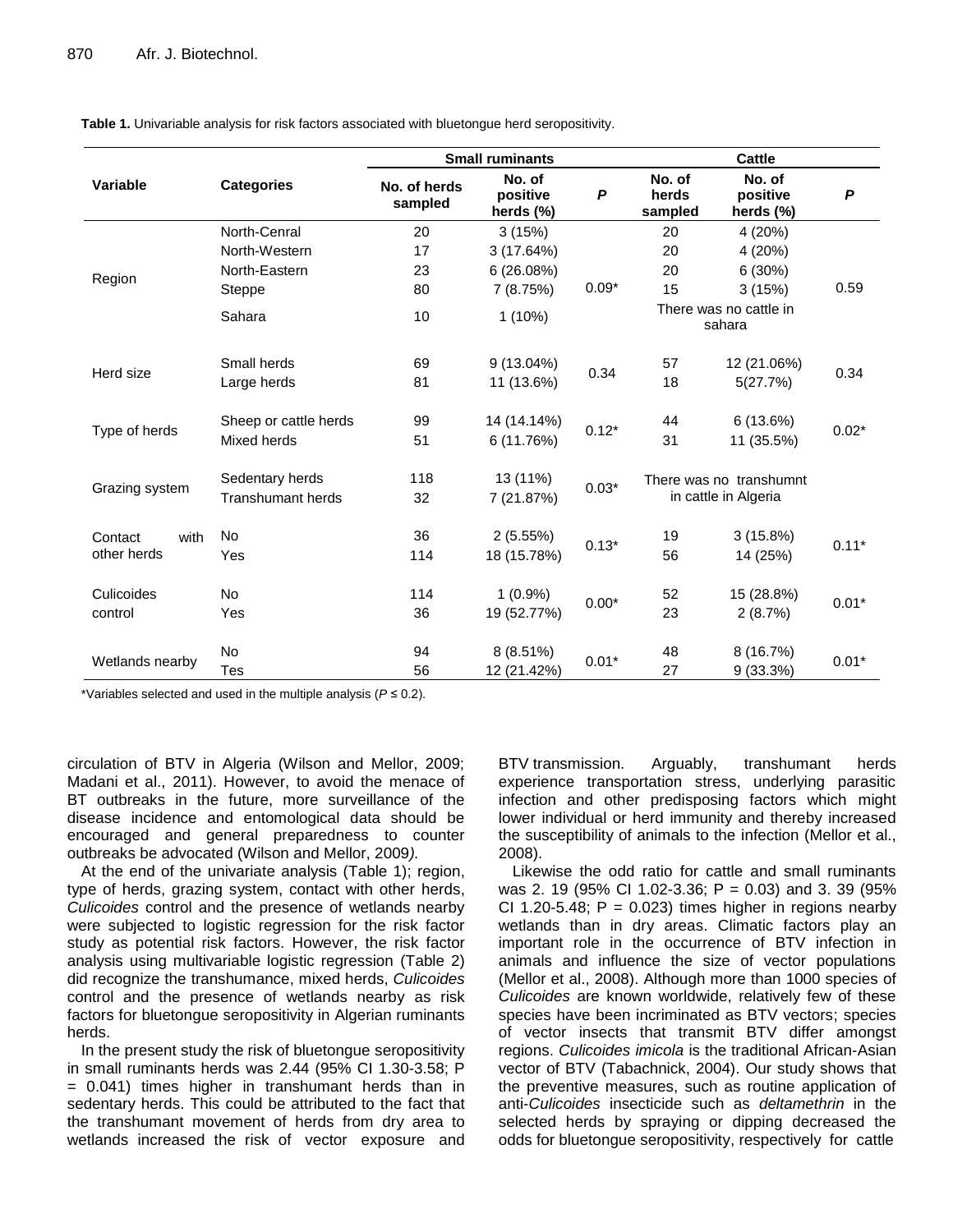**Table 1.** Univariable analysis for risk factors associated with bluetongue herd seropositivity.

| Variable | Categories | Small ruminants | | | Cattle | | |
|---|---|---|---|---|---|---|---|
| | | No. of herds sampled | No. of positive herds (%) | *P* | No. of herds sampled | No. of positive herds (%) | *P* |
| Region | North-Cenral | 20 | 3 (15%) | 0.09* | 20 | 4 (20%) | 0.59 |
| | North-Western | 17 | 3 (17.64%) | | 20 | 4 (20%) | |
| | North-Eastern | 23 | 6 (26.08%) | | 20 | 6 (30%) | |
| | Steppe | 80 | 7 (8.75%) | | 15 | 3 (15%) | |
| | Sahara | 10 | 1 (10%) | | There was no cattle in sahara | | |
| Herd size | Small herds | 69 | 9 (13.04%) | 0.34 | 57 | 12 (21.06%) | 0.34 |
| | Large herds | 81 | 11 (13.6%) | | 18 | 5(27.7%) | |
| Type of herds | Sheep or cattle herds | 99 | 14 (14.14%) | 0.12* | 44 | 6 (13.6%) | 0.02* |
| | Mixed herds | 51 | 6 (11.76%) | | 31 | 11 (35.5%) | |
| Grazing system | Sedentary herds | 118 | 13 (11%) | 0.03* | There was no transhumnt in cattle in Algeria | | |
| | Transhumant herds | 32 | 7 (21.87%) | | | | |
| Contact with other herds | No | 36 | 2 (5.55%) | 0.13* | 19 | 3 (15.8%) | 0.11* |
| | Yes | 114 | 18 (15.78%) | | 56 | 14 (25%) | |
| Culicoides control | No | 114 | 1 (0.9%) | 0.00* | 52 | 15 (28.8%) | 0.01* |
| | Yes | 36 | 19 (52.77%) | | 23 | 2 (8.7%) | |
| Wetlands nearby | No | 94 | 8 (8.51%) | 0.01* | 48 | 8 (16.7%) | 0.01* |
| | Tes | 56 | 12 (21.42%) | | 27 | 9 (33.3%) | |

*Variables selected and used in the multiple analysis ($P \leq 0.2$).

circulation of BTV in Algeria (Wilson and Mellor, 2009; Madani et al., 2011). However, to avoid the menace of BT outbreaks in the future, more surveillance of the disease incidence and entomological data should be encouraged and general preparedness to counter outbreaks be advocated (Wilson and Mellor, 2009*).*

At the end of the univariate analysis (Table 1); region, type of herds, grazing system, contact with other herds, *Culicoides* control and the presence of wetlands nearby were subjected to logistic regression for the risk factor study as potential risk factors. However, the risk factor analysis using multivariable logistic regression (Table 2) did recognize the transhumance, mixed herds, *Culicoides* control and the presence of wetlands nearby as risk factors for bluetongue seropositivity in Algerian ruminants herds.

In the present study the risk of bluetongue seropositivity in small ruminants herds was 2.44 (95% CI 1.30-3.58; P = 0.041) times higher in transhumant herds than in sedentary herds. This could be attributed to the fact that the transhumant movement of herds from dry area to wetlands increased the risk of vector exposure and BTV transmission. Arguably, transhumant herds experience transportation stress, underlying parasitic infection and other predisposing factors which might lower individual or herd immunity and thereby increased the susceptibility of animals to the infection (Mellor et al., 2008).

Likewise the odd ratio for cattle and small ruminants was 2. 19 (95% CI 1.02-3.36; P = 0.03) and 3. 39 (95% CI 1.20-5.48; P = 0.023) times higher in regions nearby wetlands than in dry areas. Climatic factors play an important role in the occurrence of BTV infection in animals and influence the size of vector populations (Mellor et al., 2008). Although more than 1000 species of *Culicoides* are known worldwide, relatively few of these species have been incriminated as BTV vectors; species of vector insects that transmit BTV differ amongst regions. *Culicoides imicola* is the traditional African-Asian vector of BTV (Tabachnick, 2004). Our study shows that the preventive measures, such as routine application of anti-*Culicoides* insecticide such as *deltamethrin* in the selected herds by spraying or dipping decreased the odds for bluetongue seropositivity, respectively for cattle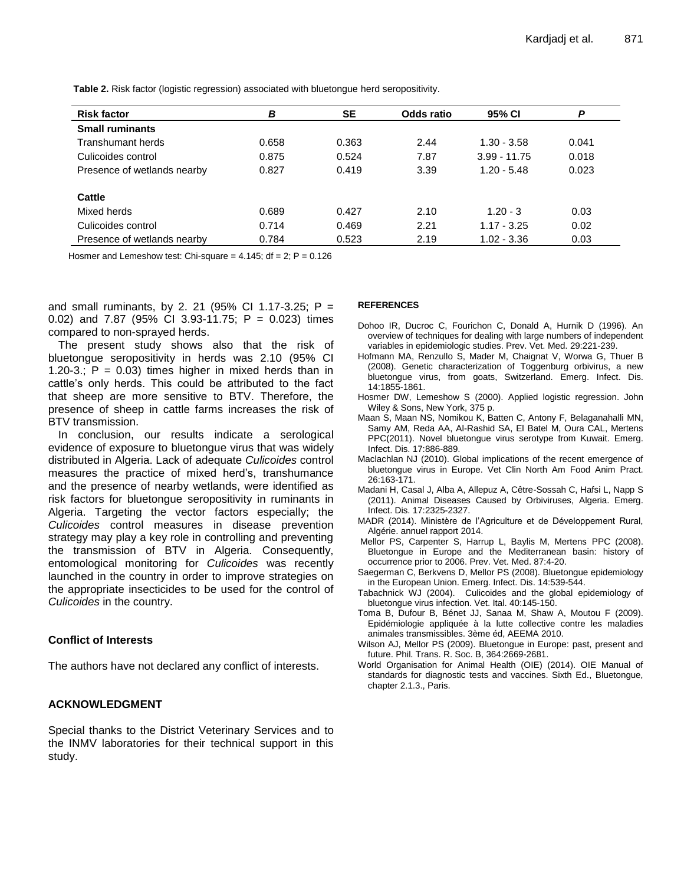**Table 2.** Risk factor (logistic regression) associated with bluetongue herd seropositivity.

| Risk factor | *B* | SE | Odds ratio | 95% CI | *P* |
|---|---|---|---|---|---|
| **Small ruminants** | | | | | |
| Transhumant herds | 0.658 | 0.363 | 2.44 | 1.30 - 3.58 | 0.041 |
| Culicoides control | 0.875 | 0.524 | 7.87 | 3.99 - 11.75 | 0.018 |
| Presence of wetlands nearby | 0.827 | 0.419 | 3.39 | 1.20 - 5.48 | 0.023 |
| **Cattle** | | | | | |
| Mixed herds | 0.689 | 0.427 | 2.10 | 1.20 - 3 | 0.03 |
| Culicoides control | 0.714 | 0.469 | 2.21 | 1.17 - 3.25 | 0.02 |
| Presence of wetlands nearby | 0.784 | 0.523 | 2.19 | 1.02 - 3.36 | 0.03 |

Hosmer and Lemeshow test: Chi-square = 4.145; df = 2; P = 0.126

and small ruminants, by 2. 21 (95% CI 1.17-3.25; P = 0.02) and 7.87 (95% CI 3.93-11.75; P = 0.023) times compared to non-sprayed herds.

The present study shows also that the risk of bluetongue seropositivity in herds was 2.10 (95% CI 1.20-3.; P = 0.03) times higher in mixed herds than in cattle's only herds. This could be attributed to the fact that sheep are more sensitive to BTV. Therefore, the presence of sheep in cattle farms increases the risk of BTV transmission.

In conclusion, our results indicate a serological evidence of exposure to bluetongue virus that was widely distributed in Algeria. Lack of adequate *Culicoides* control measures the practice of mixed herd's, transhumance and the presence of nearby wetlands, were identified as risk factors for bluetongue seropositivity in ruminants in Algeria. Targeting the vector factors especially; the *Culicoides* control measures in disease prevention strategy may play a key role in controlling and preventing the transmission of BTV in Algeria. Consequently, entomological monitoring for *Culicoides* was recently launched in the country in order to improve strategies on the appropriate insecticides to be used for the control of *Culicoides* in the country.

## Conflict of Interests

The authors have not declared any conflict of interests.

## ACKNOWLEDGMENT

Special thanks to the District Veterinary Services and to the INMV laboratories for their technical support in this study.

## REFERENCES

Dohoo IR, Ducroc C, Fourichon C, Donald A, Hurnik D (1996). An overview of techniques for dealing with large numbers of independent variables in epidemiologic studies. Prev. Vet. Med. 29:221-239.

Hofmann MA, Renzullo S, Mader M, Chaignat V, Worwa G, Thuer B (2008). Genetic characterization of Toggenburg orbivirus, a new bluetongue virus, from goats, Switzerland. Emerg. Infect. Dis. 14:1855-1861.

Hosmer DW, Lemeshow S (2000). Applied logistic regression. John Wiley & Sons, New York, 375 p.

Maan S, Maan NS, Nomikou K, Batten C, Antony F, Belaganahalli MN, Samy AM, Reda AA, Al-Rashid SA, El Batel M, Oura CAL, Mertens PPC(2011). Novel bluetongue virus serotype from Kuwait. Emerg. Infect. Dis. 17:886-889.

Maclachlan NJ (2010). Global implications of the recent emergence of bluetongue virus in Europe. Vet Clin North Am Food Anim Pract. 26:163-171.

Madani H, Casal J, Alba A, Allepuz A, Cêtre-Sossah C, Hafsi L, Napp S (2011). Animal Diseases Caused by Orbiviruses, Algeria. Emerg. Infect. Dis. 17:2325-2327.

MADR (2014). Ministère de l'Agriculture et de Développement Rural, Algérie. annuel rapport 2014.

Mellor PS, Carpenter S, Harrup L, Baylis M, Mertens PPC (2008). Bluetongue in Europe and the Mediterranean basin: history of occurrence prior to 2006. Prev. Vet. Med. 87:4-20.

Saegerman C, Berkvens D, Mellor PS (2008). Bluetongue epidemiology in the European Union. Emerg. Infect. Dis. 14:539-544.

Tabachnick WJ (2004). Culicoides and the global epidemiology of bluetongue virus infection. Vet. Ital. 40:145-150.

Toma B, Dufour B, Bénet JJ, Sanaa M, Shaw A, Moutou F (2009). Epidémiologie appliquée à la lutte collective contre les maladies animales transmissibles. 3ème éd, AEEMA 2010.

Wilson AJ, Mellor PS (2009). Bluetongue in Europe: past, present and future. Phil. Trans. R. Soc. B, 364:2669-2681.

World Organisation for Animal Health (OIE) (2014). OIE Manual of standards for diagnostic tests and vaccines. Sixth Ed., Bluetongue, chapter 2.1.3., Paris.